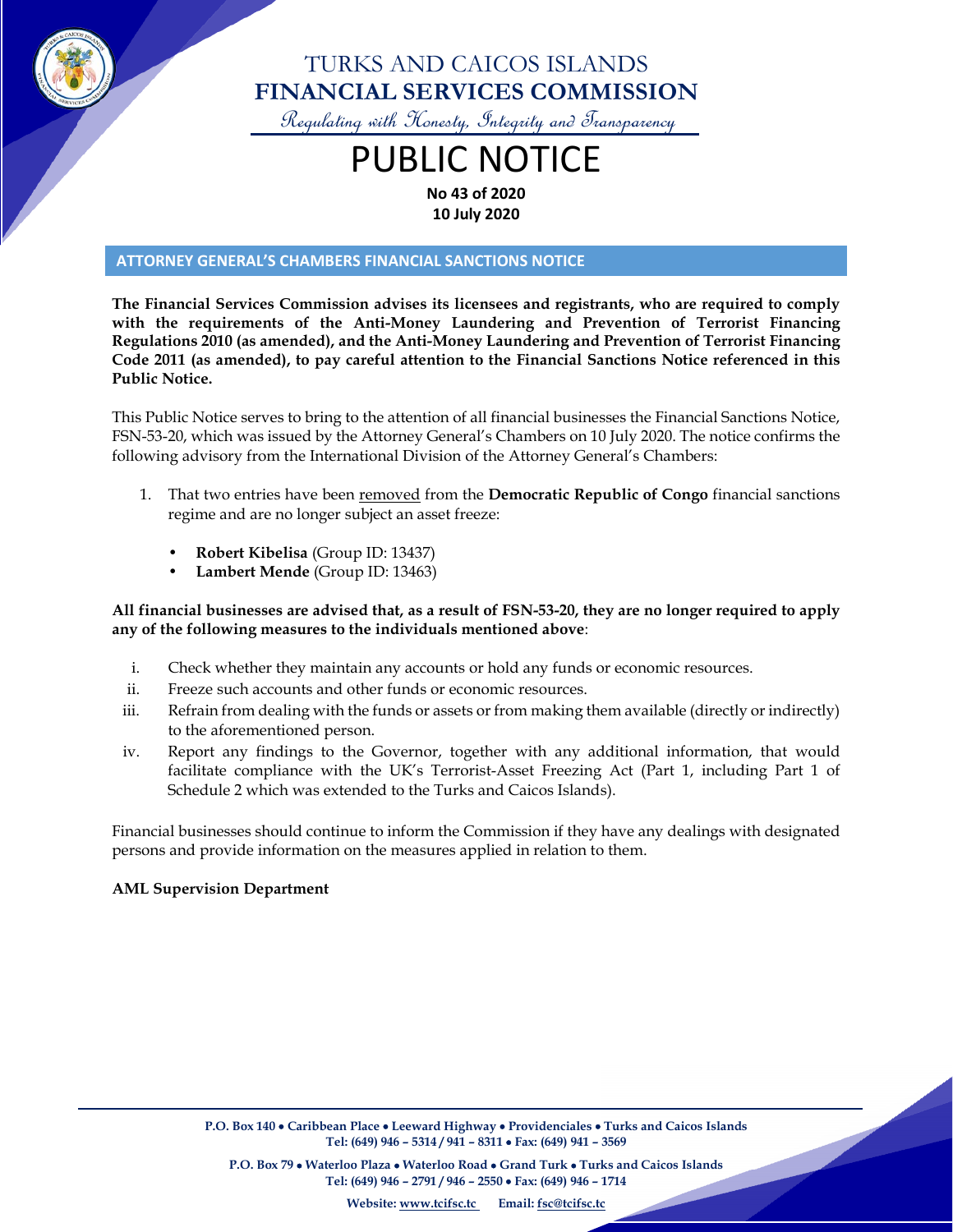# TURKS AND CAICOS ISLANDS
# FINANCIAL SERVICES COMMISSION

*Regulating with Honesty, Integrity and Transparency*

# PUBLIC NOTICE

**No 43 of 2020**
**10 July 2020**

## ATTORNEY GENERAL'S CHAMBERS FINANCIAL SANCTIONS NOTICE

**The Financial Services Commission advises its licensees and registrants, who are required to comply with the requirements of the Anti-Money Laundering and Prevention of Terrorist Financing Regulations 2010 (as amended), and the Anti-Money Laundering and Prevention of Terrorist Financing Code 2011 (as amended), to pay careful attention to the Financial Sanctions Notice referenced in this Public Notice.**

This Public Notice serves to bring to the attention of all financial businesses the Financial Sanctions Notice, FSN-53-20, which was issued by the Attorney General's Chambers on 10 July 2020. The notice confirms the following advisory from the International Division of the Attorney General's Chambers:

1. That two entries have been removed from the **Democratic Republic of Congo** financial sanctions regime and are no longer subject an asset freeze:
   - **Robert Kibelisa** (Group ID: 13437)
   - **Lambert Mende** (Group ID: 13463)

**All financial businesses are advised that, as a result of FSN-53-20, they are no longer required to apply any of the following measures to the individuals mentioned above**:

i. Check whether they maintain any accounts or hold any funds or economic resources.
ii. Freeze such accounts and other funds or economic resources.
iii. Refrain from dealing with the funds or assets or from making them available (directly or indirectly) to the aforementioned person.
iv. Report any findings to the Governor, together with any additional information, that would facilitate compliance with the UK's Terrorist-Asset Freezing Act (Part 1, including Part 1 of Schedule 2 which was extended to the Turks and Caicos Islands).

Financial businesses should continue to inform the Commission if they have any dealings with designated persons and provide information on the measures applied in relation to them.

**AML Supervision Department**

P.O. Box 140 • Caribbean Place • Leeward Highway • Providenciales • Turks and Caicos Islands
Tel: (649) 946 – 5314 / 941 – 8311 • Fax: (649) 941 – 3569

P.O. Box 79 • Waterloo Plaza • Waterloo Road • Grand Turk • Turks and Caicos Islands
Tel: (649) 946 – 2791 / 946 – 2550 • Fax: (649) 946 – 1714

Website: www.tcifsc.tc Email: fsc@tcifsc.tc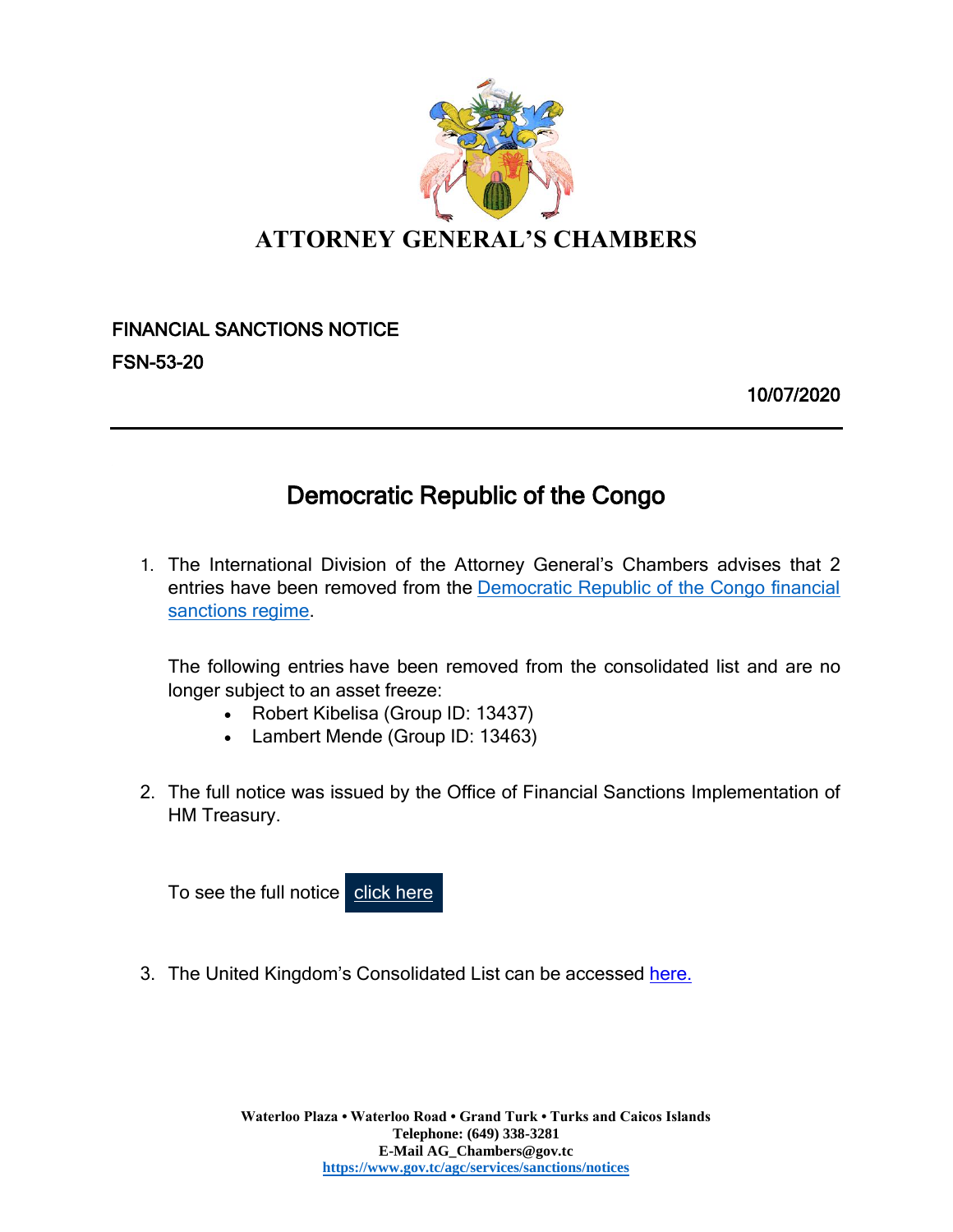# ATTORNEY GENERAL'S CHAMBERS

FINANCIAL SANCTIONS NOTICE

FSN-53-20

10/07/2020

---

## Democratic Republic of the Congo

1. The International Division of the Attorney General's Chambers advises that 2 entries have been removed from the Democratic Republic of the Congo financial sanctions regime.

   The following entries have been removed from the consolidated list and are no longer subject to an asset freeze:

   - Robert Kibelisa (Group ID: 13437)
   - Lambert Mende (Group ID: 13463)

2. The full notice was issued by the Office of Financial Sanctions Implementation of HM Treasury.

   To see the full notice click here

3. The United Kingdom's Consolidated List can be accessed here.

**Waterloo Plaza • Waterloo Road • Grand Turk • Turks and Caicos Islands**
**Telephone: (649) 338-3281**
**E-Mail AG_Chambers@gov.tc**
**https://www.gov.tc/agc/services/sanctions/notices**